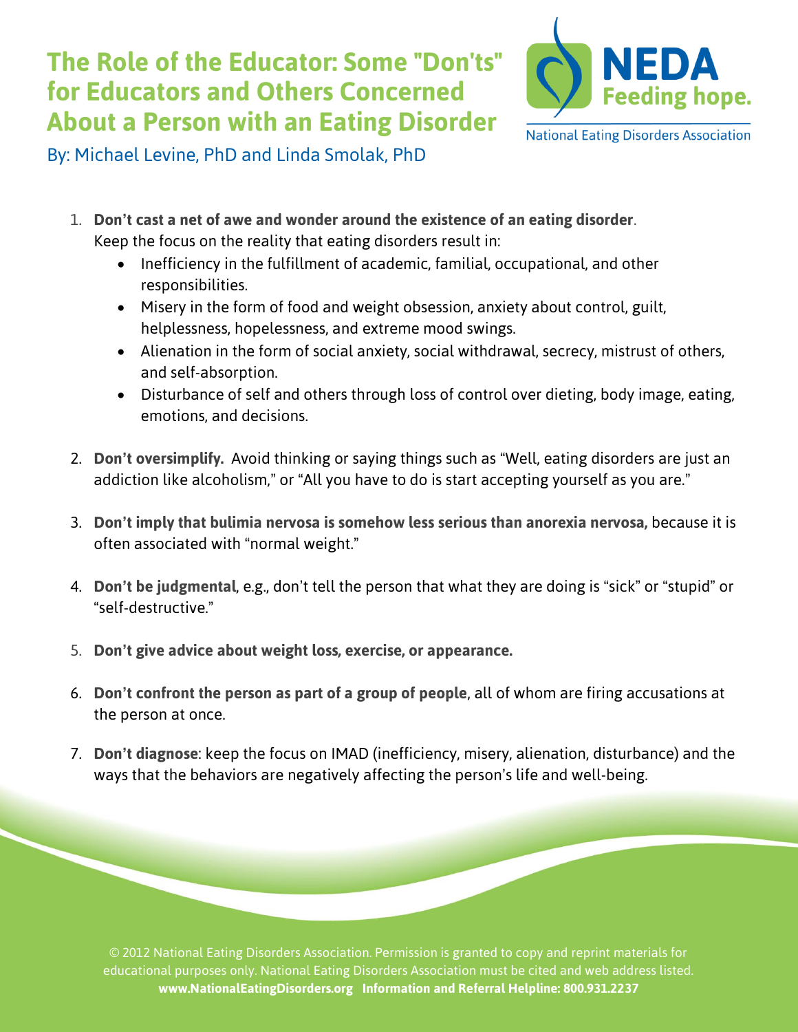# The Role of the Educator: Some "Don'ts" for Educators and Others Concerned About a Person with an Eating Disorder

NEDA Feeding hope.

National Eating Disorders Association

By: Michael Levine, PhD and Linda Smolak, PhD

1. **Don't cast a net of awe and wonder around the existence of an eating disorder**. Keep the focus on the reality that eating disorders result in:
   - Inefficiency in the fulfillment of academic, familial, occupational, and other responsibilities.
   - Misery in the form of food and weight obsession, anxiety about control, guilt, helplessness, hopelessness, and extreme mood swings.
   - Alienation in the form of social anxiety, social withdrawal, secrecy, mistrust of others, and self-absorption.
   - Disturbance of self and others through loss of control over dieting, body image, eating, emotions, and decisions.

2. **Don't oversimplify.** Avoid thinking or saying things such as "Well, eating disorders are just an addiction like alcoholism," or "All you have to do is start accepting yourself as you are."

3. **Don't imply that bulimia nervosa is somehow less serious than anorexia nervosa,** because it is often associated with "normal weight."

4. **Don't be judgmental**, e.g., don't tell the person that what they are doing is "sick" or "stupid" or "self-destructive."

5. **Don't give advice about weight loss, exercise, or appearance.**

6. **Don't confront the person as part of a group of people**, all of whom are firing accusations at the person at once.

7. **Don't diagnose**: keep the focus on IMAD (inefficiency, misery, alienation, disturbance) and the ways that the behaviors are negatively affecting the person's life and well-being.

© 2012 National Eating Disorders Association. Permission is granted to copy and reprint materials for educational purposes only. National Eating Disorders Association must be cited and web address listed.
**www.NationalEatingDisorders.org Information and Referral Helpline: 800.931.2237**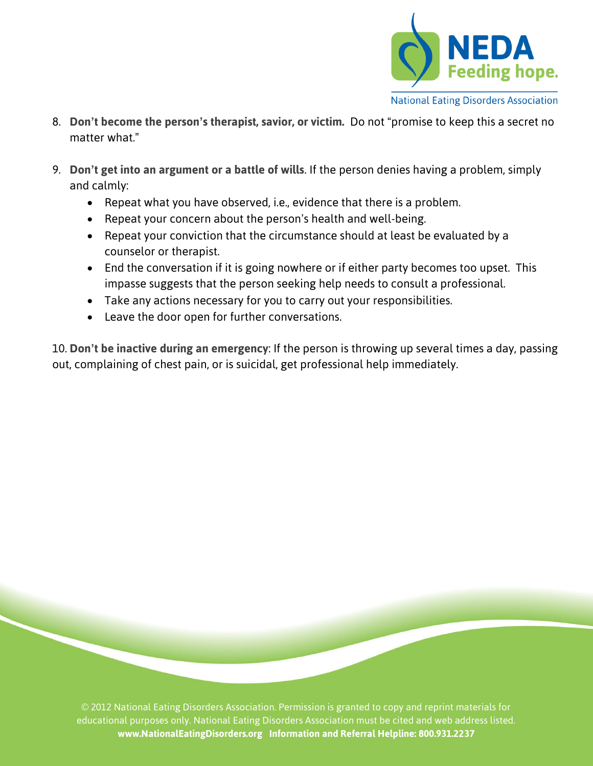8. **Don't become the person's therapist, savior, or victim.** Do not "promise to keep this a secret no matter what."

9. **Don't get into an argument or a battle of wills**. If the person denies having a problem, simply and calmly:
   - Repeat what you have observed, i.e., evidence that there is a problem.
   - Repeat your concern about the person's health and well-being.
   - Repeat your conviction that the circumstance should at least be evaluated by a counselor or therapist.
   - End the conversation if it is going nowhere or if either party becomes too upset. This impasse suggests that the person seeking help needs to consult a professional.
   - Take any actions necessary for you to carry out your responsibilities.
   - Leave the door open for further conversations.

10. **Don't be inactive during an emergency**: If the person is throwing up several times a day, passing out, complaining of chest pain, or is suicidal, get professional help immediately.

© 2012 National Eating Disorders Association. Permission is granted to copy and reprint materials for educational purposes only. National Eating Disorders Association must be cited and web address listed.
**www.NationalEatingDisorders.org Information and Referral Helpline: 800.931.2237**